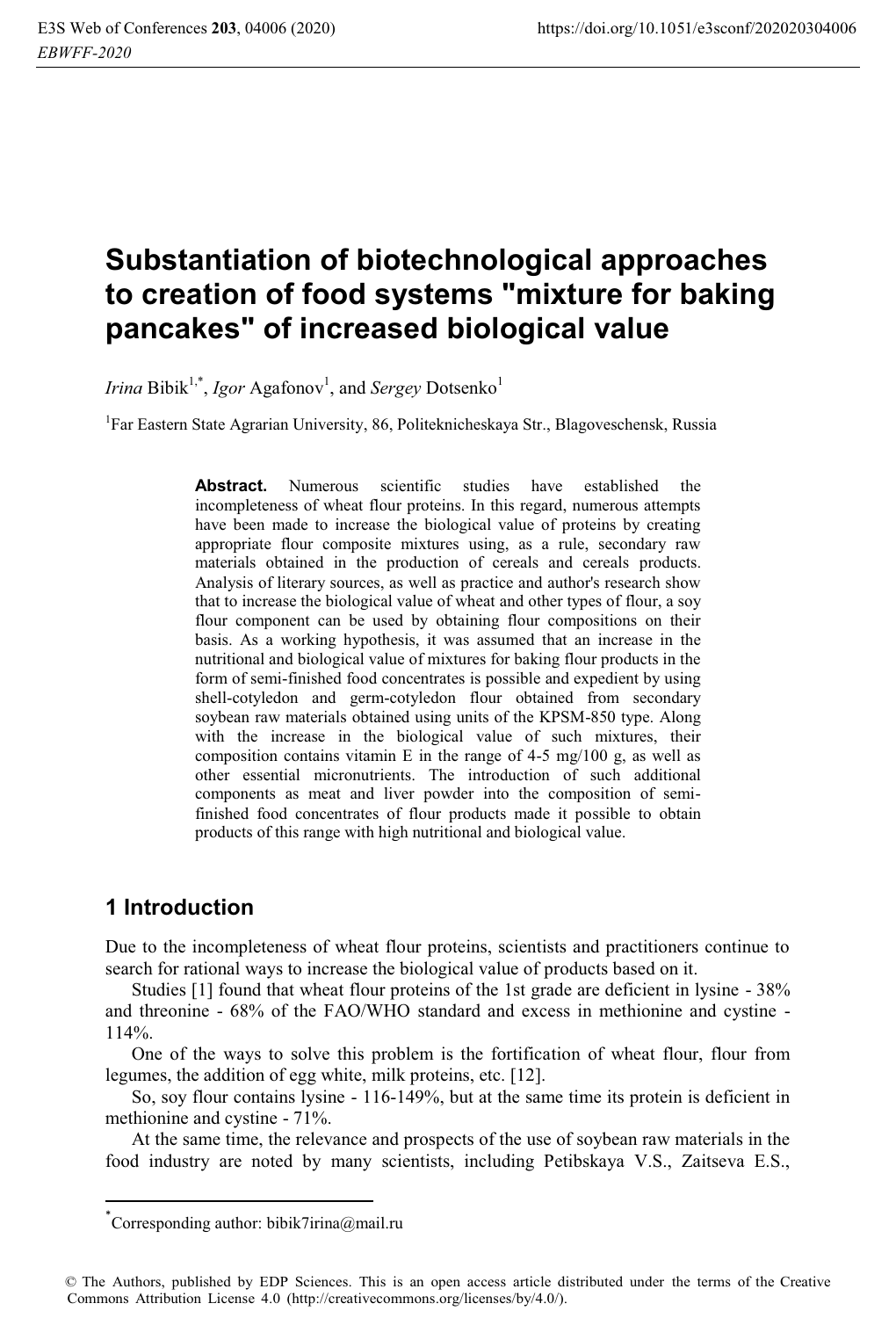# Substantiation of biotechnological approaches to creation of food systems "mixture for baking pancakes" of increased biological value

*Irina* Bibik[1,*], *Igor* Agafonov[1], and *Sergey* Dotsenko[1]

[1]Far Eastern State Agrarian University, 86, Politeknicheskaya Str., Blagoveschensk, Russia

**Abstract.** Numerous scientific studies have established the incompleteness of wheat flour proteins. In this regard, numerous attempts have been made to increase the biological value of proteins by creating appropriate flour composite mixtures using, as a rule, secondary raw materials obtained in the production of cereals and cereals products. Analysis of literary sources, as well as practice and author's research show that to increase the biological value of wheat and other types of flour, a soy flour component can be used by obtaining flour compositions on their basis. As a working hypothesis, it was assumed that an increase in the nutritional and biological value of mixtures for baking flour products in the form of semi-finished food concentrates is possible and expedient by using shell-cotyledon and germ-cotyledon flour obtained from secondary soybean raw materials obtained using units of the KPSM-850 type. Along with the increase in the biological value of such mixtures, their composition contains vitamin E in the range of 4-5 mg/100 g, as well as other essential micronutrients. The introduction of such additional components as meat and liver powder into the composition of semi-finished food concentrates of flour products made it possible to obtain products of this range with high nutritional and biological value.

## 1 Introduction

Due to the incompleteness of wheat flour proteins, scientists and practitioners continue to search for rational ways to increase the biological value of products based on it.

Studies [1] found that wheat flour proteins of the 1st grade are deficient in lysine - 38% and threonine - 68% of the FAO/WHO standard and excess in methionine and cystine - 114%.

One of the ways to solve this problem is the fortification of wheat flour, flour from legumes, the addition of egg white, milk proteins, etc. [12].

So, soy flour contains lysine - 116-149%, but at the same time its protein is deficient in methionine and cystine - 71%.

At the same time, the relevance and prospects of the use of soybean raw materials in the food industry are noted by many scientists, including Petibskaya V.S., Zaitseva E.S.,

*Corresponding author: bibik7irina@mail.ru

© The Authors, published by EDP Sciences. This is an open access article distributed under the terms of the Creative Commons Attribution License 4.0 (http://creativecommons.org/licenses/by/4.0/).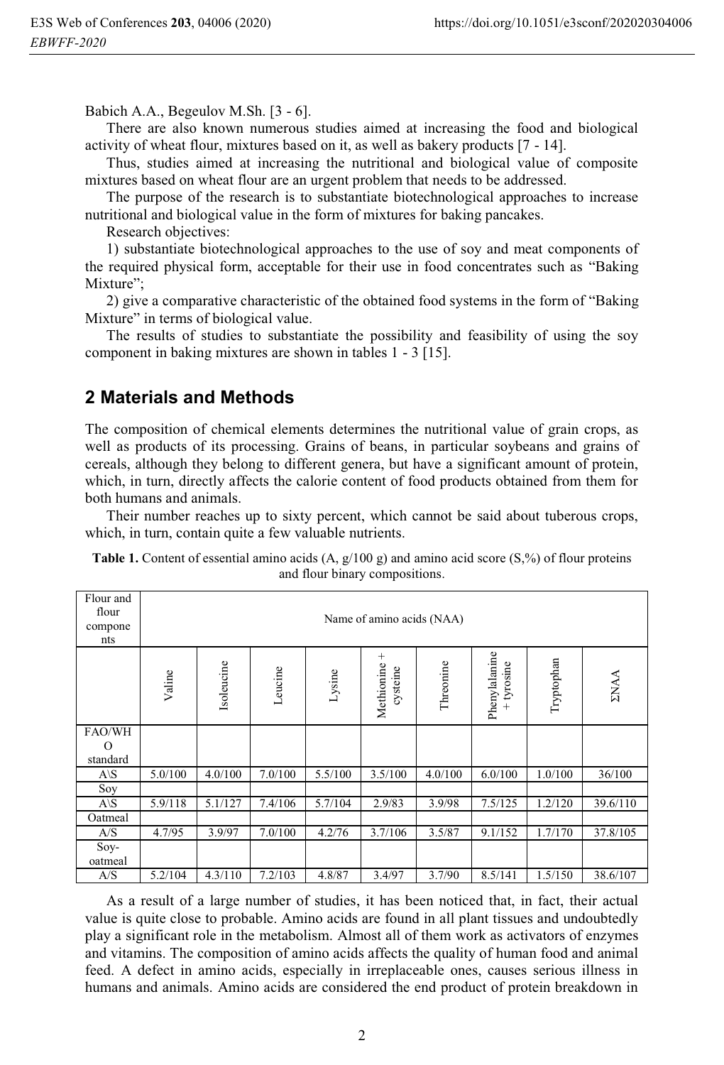Babich A.A., Begeulov M.Sh. [3 - 6].

There are also known numerous studies aimed at increasing the food and biological activity of wheat flour, mixtures based on it, as well as bakery products [7 - 14].

Thus, studies aimed at increasing the nutritional and biological value of composite mixtures based on wheat flour are an urgent problem that needs to be addressed.

The purpose of the research is to substantiate biotechnological approaches to increase nutritional and biological value in the form of mixtures for baking pancakes.

Research objectives:

1) substantiate biotechnological approaches to the use of soy and meat components of the required physical form, acceptable for their use in food concentrates such as "Baking Mixture";

2) give a comparative characteristic of the obtained food systems in the form of "Baking Mixture" in terms of biological value.

The results of studies to substantiate the possibility and feasibility of using the soy component in baking mixtures are shown in tables 1 - 3 [15].

## 2 Materials and Methods

The composition of chemical elements determines the nutritional value of grain crops, as well as products of its processing. Grains of beans, in particular soybeans and grains of cereals, although they belong to different genera, but have a significant amount of protein, which, in turn, directly affects the calorie content of food products obtained from them for both humans and animals.

Their number reaches up to sixty percent, which cannot be said about tuberous crops, which, in turn, contain quite a few valuable nutrients.

**Table 1.** Content of essential amino acids (A, g/100 g) and amino acid score (S,%) of flour proteins and flour binary compositions.

| Flour and flour components | Name of amino acids (NAA) | | | | | | | | |
|---|---|---|---|---|---|---|---|---|---|
| | Valine | Isoleucine | Leucine | Lysine | Methionine + cysteine | Threonine | Phenylalanine + tyrosine | Tryptophan | ΣNAA |
| FAO/WHO standard | | | | | | | | | |
| A\S | 5.0/100 | 4.0/100 | 7.0/100 | 5.5/100 | 3.5/100 | 4.0/100 | 6.0/100 | 1.0/100 | 36/100 |
| Soy | | | | | | | | | |
| A\S | 5.9/118 | 5.1/127 | 7.4/106 | 5.7/104 | 2.9/83 | 3.9/98 | 7.5/125 | 1.2/120 | 39.6/110 |
| Oatmeal | | | | | | | | | |
| A/S | 4.7/95 | 3.9/97 | 7.0/100 | 4.2/76 | 3.7/106 | 3.5/87 | 9.1/152 | 1.7/170 | 37.8/105 |
| Soy-oatmeal | | | | | | | | | |
| A/S | 5.2/104 | 4.3/110 | 7.2/103 | 4.8/87 | 3.4/97 | 3.7/90 | 8.5/141 | 1.5/150 | 38.6/107 |

As a result of a large number of studies, it has been noticed that, in fact, their actual value is quite close to probable. Amino acids are found in all plant tissues and undoubtedly play a significant role in the metabolism. Almost all of them work as activators of enzymes and vitamins. The composition of amino acids affects the quality of human food and animal feed. A defect in amino acids, especially in irreplaceable ones, causes serious illness in humans and animals. Amino acids are considered the end product of protein breakdown in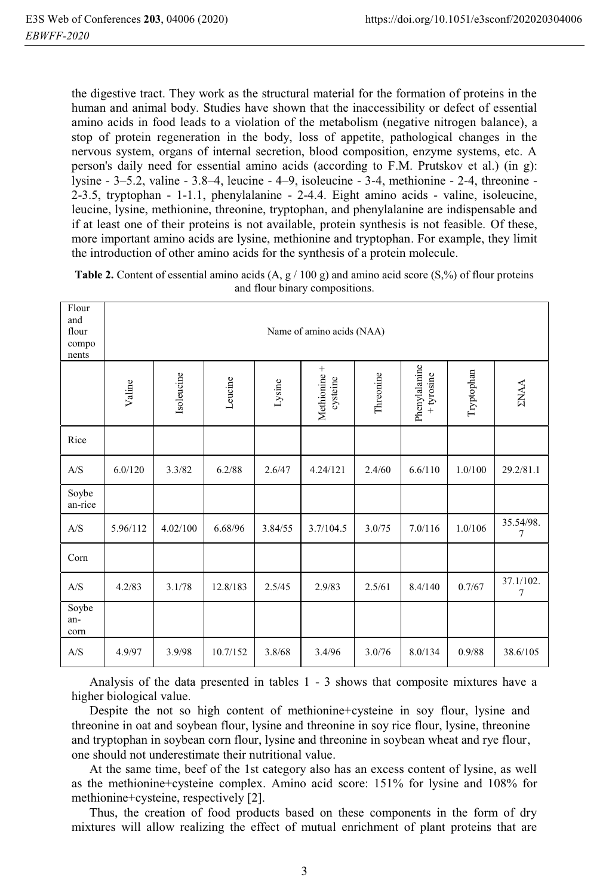the digestive tract. They work as the structural material for the formation of proteins in the human and animal body. Studies have shown that the inaccessibility or defect of essential amino acids in food leads to a violation of the metabolism (negative nitrogen balance), a stop of protein regeneration in the body, loss of appetite, pathological changes in the nervous system, organs of internal secretion, blood composition, enzyme systems, etc. A person's daily need for essential amino acids (according to F.M. Prutskov et al.) (in g): lysine - 3–5.2, valine - 3.8–4, leucine - 4–9, isoleucine - 3-4, methionine - 2-4, threonine - 2-3.5, tryptophan - 1-1.1, phenylalanine - 2-4.4. Eight amino acids - valine, isoleucine, leucine, lysine, methionine, threonine, tryptophan, and phenylalanine are indispensable and if at least one of their proteins is not available, protein synthesis is not feasible. Of these, more important amino acids are lysine, methionine and tryptophan. For example, they limit the introduction of other amino acids for the synthesis of a protein molecule.

**Table 2.** Content of essential amino acids (A, g / 100 g) and amino acid score (S,%) of flour proteins and flour binary compositions.

| Flour and flour components | Name of amino acids (NAA) | | | | | | | | |
|---|---|---|---|---|---|---|---|---|---|
| | Valine | Isoleucine | Leucine | Lysine | Methionine + cysteine | Threonine | Phenylalanine + tyrosine | Tryptophan | ΣNAA |
| Rice | | | | | | | | | |
| A/S | 6.0/120 | 3.3/82 | 6.2/88 | 2.6/47 | 4.24/121 | 2.4/60 | 6.6/110 | 1.0/100 | 29.2/81.1 |
| Soybean-rice | | | | | | | | | |
| A/S | 5.96/112 | 4.02/100 | 6.68/96 | 3.84/55 | 3.7/104.5 | 3.0/75 | 7.0/116 | 1.0/106 | 35.54/98.7 |
| Corn | | | | | | | | | |
| A/S | 4.2/83 | 3.1/78 | 12.8/183 | 2.5/45 | 2.9/83 | 2.5/61 | 8.4/140 | 0.7/67 | 37.1/102.7 |
| Soybean-corn | | | | | | | | | |
| A/S | 4.9/97 | 3.9/98 | 10.7/152 | 3.8/68 | 3.4/96 | 3.0/76 | 8.0/134 | 0.9/88 | 38.6/105 |

Analysis of the data presented in tables 1 - 3 shows that composite mixtures have a higher biological value.

Despite the not so high content of methionine+cysteine in soy flour, lysine and threonine in oat and soybean flour, lysine and threonine in soy rice flour, lysine, threonine and tryptophan in soybean corn flour, lysine and threonine in soybean wheat and rye flour, one should not underestimate their nutritional value.

At the same time, beef of the 1st category also has an excess content of lysine, as well as the methionine+cysteine complex. Amino acid score: 151% for lysine and 108% for methionine+cysteine, respectively [2].

Thus, the creation of food products based on these components in the form of dry mixtures will allow realizing the effect of mutual enrichment of plant proteins that are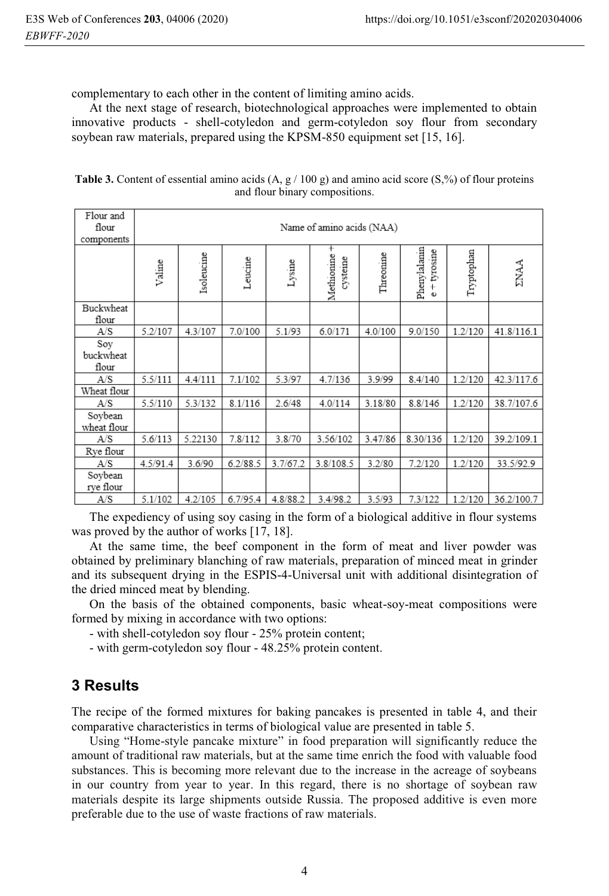complementary to each other in the content of limiting amino acids.

At the next stage of research, biotechnological approaches were implemented to obtain innovative products - shell-cotyledon and germ-cotyledon soy flour from secondary soybean raw materials, prepared using the KPSM-850 equipment set [15, 16].

**Table 3.** Content of essential amino acids (A, g / 100 g) and amino acid score (S,%) of flour proteins and flour binary compositions.

| Flour and flour components | Name of amino acids (NAA) | | | | | | | | |
|---|---|---|---|---|---|---|---|---|---|
| | Valine | Isoleucine | Leucine | Lysine | Methionine + cysteine | Threonine | Phenylalanine + tyrosine | Tryptophan | ΣNAA |
| Buckwheat flour | | | | | | | | | |
| A/S | 5.2/107 | 4.3/107 | 7.0/100 | 5.1/93 | 6.0/171 | 4.0/100 | 9.0/150 | 1.2/120 | 41.8/116.1 |
| Soy buckwheat flour | | | | | | | | | |
| A/S | 5.5/111 | 4.4/111 | 7.1/102 | 5.3/97 | 4.7/136 | 3.9/99 | 8.4/140 | 1.2/120 | 42.3/117.6 |
| Wheat flour | | | | | | | | | |
| A/S | 5.5/110 | 5.3/132 | 8.1/116 | 2.6/48 | 4.0/114 | 3.18/80 | 8.8/146 | 1.2/120 | 38.7/107.6 |
| Soybean wheat flour | | | | | | | | | |
| A/S | 5.6/113 | 5.22130 | 7.8/112 | 3.8/70 | 3.56/102 | 3.47/86 | 8.30/136 | 1.2/120 | 39.2/109.1 |
| Rye flour | | | | | | | | | |
| A/S | 4.5/91.4 | 3.6/90 | 6.2/88.5 | 3.7/67.2 | 3.8/108.5 | 3.2/80 | 7.2/120 | 1.2/120 | 33.5/92.9 |
| Soybean rye flour | | | | | | | | | |
| A/S | 5.1/102 | 4.2/105 | 6.7/95.4 | 4.8/88.2 | 3.4/98.2 | 3.5/93 | 7.3/122 | 1.2/120 | 36.2/100.7 |

The expediency of using soy casing in the form of a biological additive in flour systems was proved by the author of works [17, 18].

At the same time, the beef component in the form of meat and liver powder was obtained by preliminary blanching of raw materials, preparation of minced meat in grinder and its subsequent drying in the ESPIS-4-Universal unit with additional disintegration of the dried minced meat by blending.

On the basis of the obtained components, basic wheat-soy-meat compositions were formed by mixing in accordance with two options:

- with shell-cotyledon soy flour - 25% protein content;
- with germ-cotyledon soy flour - 48.25% protein content.

## 3 Results

The recipe of the formed mixtures for baking pancakes is presented in table 4, and their comparative characteristics in terms of biological value are presented in table 5.

Using "Home-style pancake mixture" in food preparation will significantly reduce the amount of traditional raw materials, but at the same time enrich the food with valuable food substances. This is becoming more relevant due to the increase in the acreage of soybeans in our country from year to year. In this regard, there is no shortage of soybean raw materials despite its large shipments outside Russia. The proposed additive is even more preferable due to the use of waste fractions of raw materials.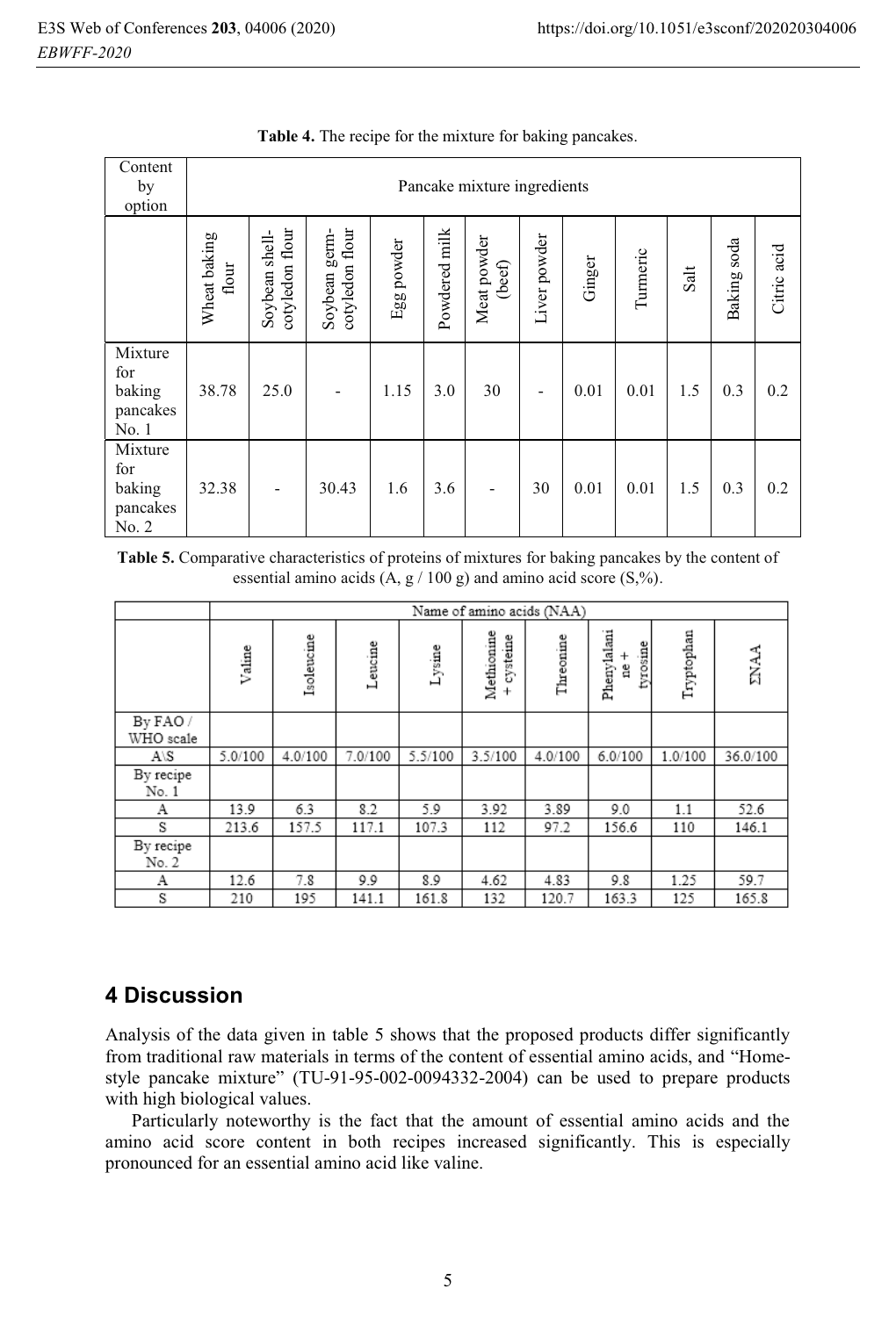**Table 4.** The recipe for the mixture for baking pancakes.

| Content by option | Pancake mixture ingredients | | | | | | | | | | | |
|---|---|---|---|---|---|---|---|---|---|---|---|---|
| | Wheat baking flour | Soybean shell-cotyledon flour | Soybean germ-cotyledon flour | Egg powder | Powdered milk | Meat powder (beef) | Liver powder | Ginger | Turmeric | Salt | Baking soda | Citric acid |
| Mixture for baking pancakes No. 1 | 38.78 | 25.0 | - | 1.15 | 3.0 | 30 | - | 0.01 | 0.01 | 1.5 | 0.3 | 0.2 |
| Mixture for baking pancakes No. 2 | 32.38 | - | 30.43 | 1.6 | 3.6 | - | 30 | 0.01 | 0.01 | 1.5 | 0.3 | 0.2 |

**Table 5.** Comparative characteristics of proteins of mixtures for baking pancakes by the content of essential amino acids (A, g / 100 g) and amino acid score (S,%).

| | Name of amino acids (NAA) | | | | | | | | |
|---|---|---|---|---|---|---|---|---|---|
| | Valine | Isoleucine | Leucine | Lysine | Methionine + cysteine | Threonine | Phenylalanine + tyrosine | Tryptophan | ΣNAA |
| By FAO / WHO scale | | | | | | | | | |
| A\S | 5.0/100 | 4.0/100 | 7.0/100 | 5.5/100 | 3.5/100 | 4.0/100 | 6.0/100 | 1.0/100 | 36.0/100 |
| By recipe No. 1 | | | | | | | | | |
| A | 13.9 | 6.3 | 8.2 | 5.9 | 3.92 | 3.89 | 9.0 | 1.1 | 52.6 |
| S | 213.6 | 157.5 | 117.1 | 107.3 | 112 | 97.2 | 156.6 | 110 | 146.1 |
| By recipe No. 2 | | | | | | | | | |
| A | 12.6 | 7.8 | 9.9 | 8.9 | 4.62 | 4.83 | 9.8 | 1.25 | 59.7 |
| S | 210 | 195 | 141.1 | 161.8 | 132 | 120.7 | 163.3 | 125 | 165.8 |

## 4 Discussion

Analysis of the data given in table 5 shows that the proposed products differ significantly from traditional raw materials in terms of the content of essential amino acids, and "Home-style pancake mixture" (TU-91-95-002-0094332-2004) can be used to prepare products with high biological values.

Particularly noteworthy is the fact that the amount of essential amino acids and the amino acid score content in both recipes increased significantly. This is especially pronounced for an essential amino acid like valine.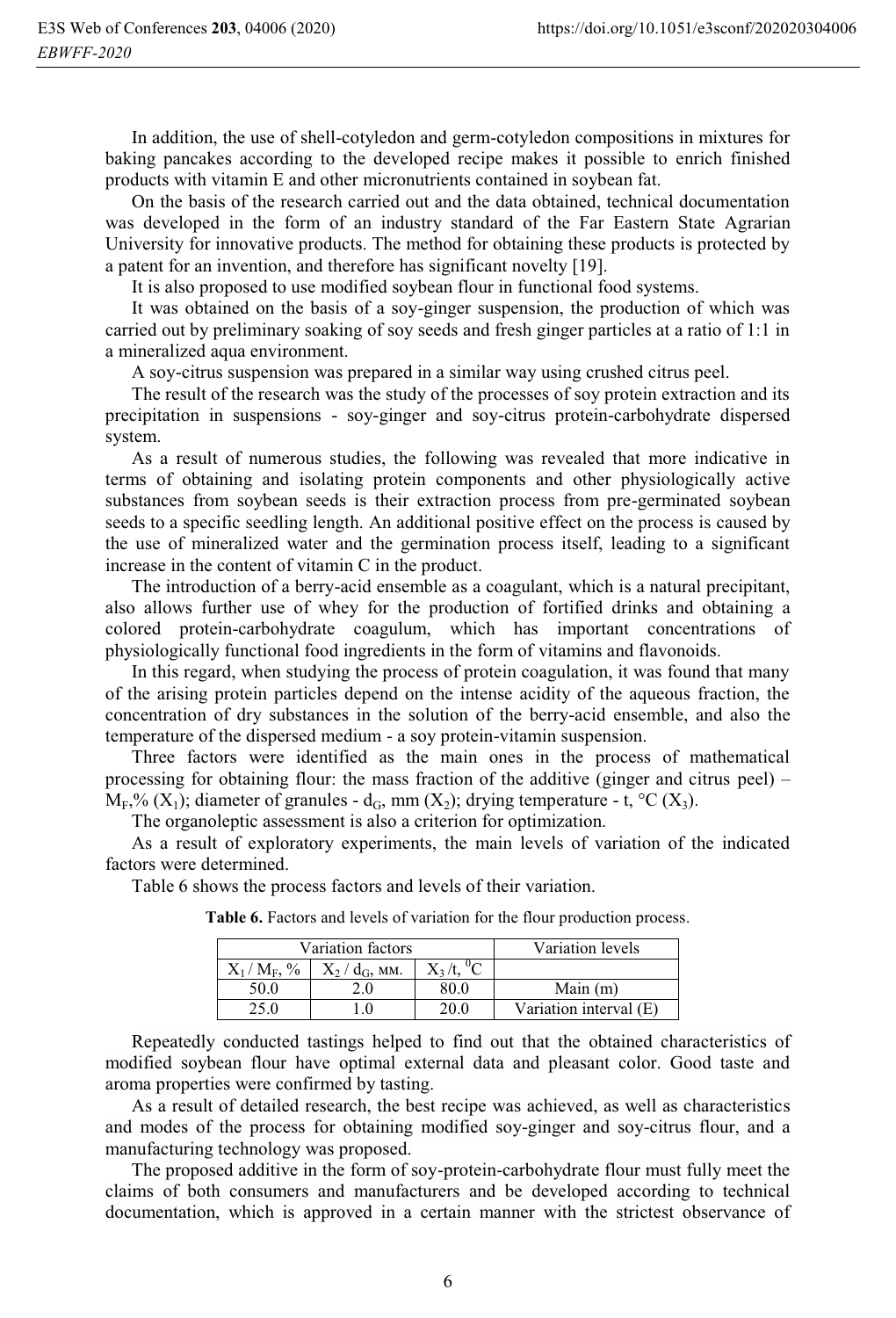In addition, the use of shell-cotyledon and germ-cotyledon compositions in mixtures for baking pancakes according to the developed recipe makes it possible to enrich finished products with vitamin E and other micronutrients contained in soybean fat.

On the basis of the research carried out and the data obtained, technical documentation was developed in the form of an industry standard of the Far Eastern State Agrarian University for innovative products. The method for obtaining these products is protected by a patent for an invention, and therefore has significant novelty [19].

It is also proposed to use modified soybean flour in functional food systems.

It was obtained on the basis of a soy-ginger suspension, the production of which was carried out by preliminary soaking of soy seeds and fresh ginger particles at a ratio of 1:1 in a mineralized aqua environment.

A soy-citrus suspension was prepared in a similar way using crushed citrus peel.

The result of the research was the study of the processes of soy protein extraction and its precipitation in suspensions - soy-ginger and soy-citrus protein-carbohydrate dispersed system.

As a result of numerous studies, the following was revealed that more indicative in terms of obtaining and isolating protein components and other physiologically active substances from soybean seeds is their extraction process from pre-germinated soybean seeds to a specific seedling length. An additional positive effect on the process is caused by the use of mineralized water and the germination process itself, leading to a significant increase in the content of vitamin C in the product.

The introduction of a berry-acid ensemble as a coagulant, which is a natural precipitant, also allows further use of whey for the production of fortified drinks and obtaining a colored protein-carbohydrate coagulum, which has important concentrations of physiologically functional food ingredients in the form of vitamins and flavonoids.

In this regard, when studying the process of protein coagulation, it was found that many of the arising protein particles depend on the intense acidity of the aqueous fraction, the concentration of dry substances in the solution of the berry-acid ensemble, and also the temperature of the dispersed medium - a soy protein-vitamin suspension.

Three factors were identified as the main ones in the process of mathematical processing for obtaining flour: the mass fraction of the additive (ginger and citrus peel) – $M_F$,% ($X_1$); diameter of granules - $d_G$, mm ($X_2$); drying temperature - t, °C ($X_3$).

The organoleptic assessment is also a criterion for optimization.

As a result of exploratory experiments, the main levels of variation of the indicated factors were determined.

Table 6 shows the process factors and levels of their variation.

**Table 6.** Factors and levels of variation for the flour production process.

| Variation factors | | | Variation levels |
|---|---|---|---|
| $X_1$ / $M_F$, % | $X_2$ / $d_G$, мм. | $X_3$ /t, $^0$C | |
| 50.0 | 2.0 | 80.0 | Main (m) |
| 25.0 | 1.0 | 20.0 | Variation interval (E) |

Repeatedly conducted tastings helped to find out that the obtained characteristics of modified soybean flour have optimal external data and pleasant color. Good taste and aroma properties were confirmed by tasting.

As a result of detailed research, the best recipe was achieved, as well as characteristics and modes of the process for obtaining modified soy-ginger and soy-citrus flour, and a manufacturing technology was proposed.

The proposed additive in the form of soy-protein-carbohydrate flour must fully meet the claims of both consumers and manufacturers and be developed according to technical documentation, which is approved in a certain manner with the strictest observance of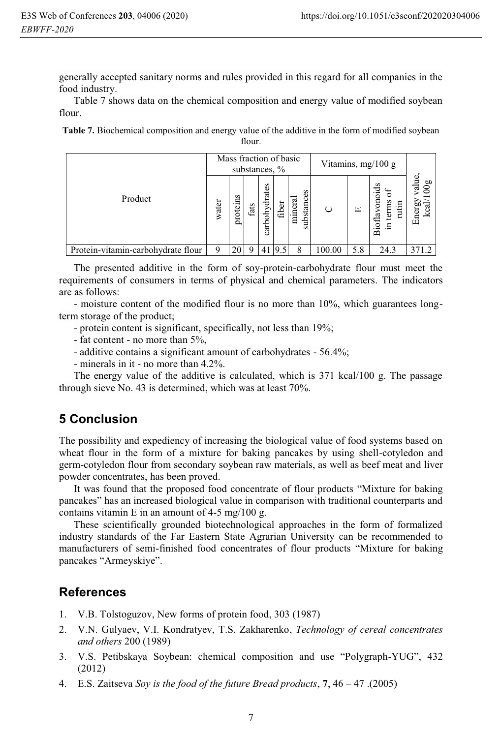generally accepted sanitary norms and rules provided in this regard for all companies in the food industry.

Table 7 shows data on the chemical composition and energy value of modified soybean flour.

**Table 7.** Biochemical composition and energy value of the additive in the form of modified soybean flour.

| Product | Mass fraction of basic substances, % | | | | | | Vitamins, mg/100 g | | | Energy value, kcal/100g |
|---|---|---|---|---|---|---|---|---|---|---|
| | water | proteins | fats | carbohydrates | fiber | mineral substances | C | E | Bioflavonoids in terms of rutin | |
| Protein-vitamin-carbohydrate flour | 9 | 20 | 9 | 41 | 9.5 | 8 | 100.00 | 5.8 | 24.3 | 371.2 |

The presented additive in the form of soy-protein-carbohydrate flour must meet the requirements of consumers in terms of physical and chemical parameters. The indicators are as follows:

- moisture content of the modified flour is no more than 10%, which guarantees long-term storage of the product;
- protein content is significant, specifically, not less than 19%;
- fat content - no more than 5%,
- additive contains a significant amount of carbohydrates - 56.4%;
- minerals in it - no more than 4.2%.

The energy value of the additive is calculated, which is 371 kcal/100 g. The passage through sieve No. 43 is determined, which was at least 70%.

## 5 Conclusion

The possibility and expediency of increasing the biological value of food systems based on wheat flour in the form of a mixture for baking pancakes by using shell-cotyledon and germ-cotyledon flour from secondary soybean raw materials, as well as beef meat and liver powder concentrates, has been proved.

It was found that the proposed food concentrate of flour products "Mixture for baking pancakes" has an increased biological value in comparison with traditional counterparts and contains vitamin E in an amount of 4-5 mg/100 g.

These scientifically grounded biotechnological approaches in the form of formalized industry standards of the Far Eastern State Agrarian University can be recommended to manufacturers of semi-finished food concentrates of flour products "Mixture for baking pancakes "Armeyskiye".

## References

1. V.B. Tolstoguzov, New forms of protein food, 303 (1987)
2. V.N. Gulyaev, V.I. Kondratyev, T.S. Zakharenko, *Technology of cereal concentrates and others* 200 (1989)
3. V.S. Petibskaya Soybean: chemical composition and use "Polygraph-YUG", 432 (2012)
4. E.S. Zaitseva *Soy is the food of the future Bread products*, **7**, 46 – 47 .(2005)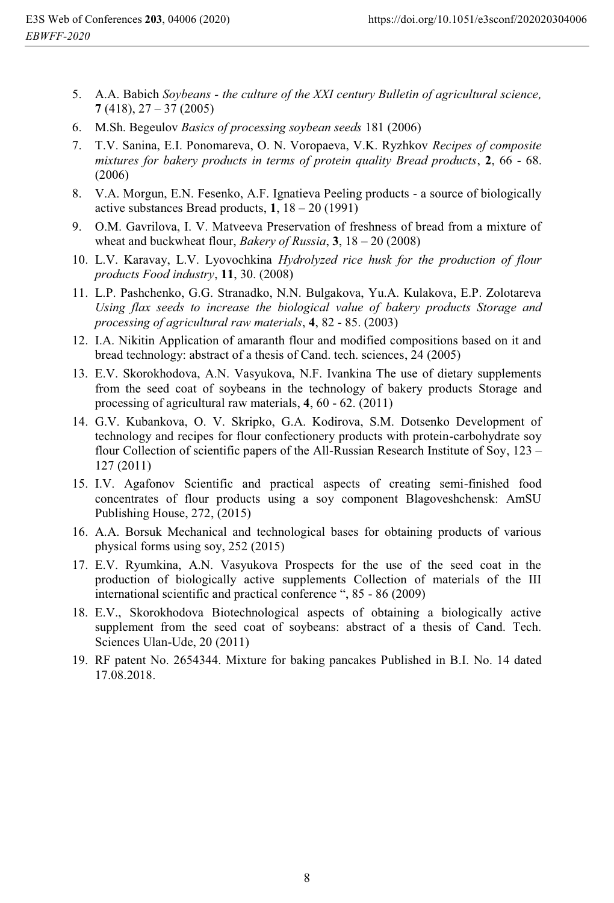5. A.A. Babich *Soybeans - the culture of the XXI century Bulletin of agricultural science,* **7** (418), 27 – 37 (2005)
6. M.Sh. Begeulov *Basics of processing soybean seeds* 181 (2006)
7. T.V. Sanina, E.I. Ponomareva, O. N. Voropaeva, V.K. Ryzhkov *Recipes of composite mixtures for bakery products in terms of protein quality Bread products*, **2**, 66 - 68. (2006)
8. V.A. Morgun, E.N. Fesenko, A.F. Ignatieva Peeling products - a source of biologically active substances Bread products, **1**, 18 – 20 (1991)
9. O.M. Gavrilova, I. V. Matveeva Preservation of freshness of bread from a mixture of wheat and buckwheat flour, *Bakery of Russia*, **3**, 18 – 20 (2008)
10. L.V. Karavay, L.V. Lyovochkina *Hydrolyzed rice husk for the production of flour products Food industry*, **11**, 30. (2008)
11. L.P. Pashchenko, G.G. Stranadko, N.N. Bulgakova, Yu.A. Kulakova, E.P. Zolotareva *Using flax seeds to increase the biological value of bakery products Storage and processing of agricultural raw materials*, **4**, 82 - 85. (2003)
12. I.A. Nikitin Application of amaranth flour and modified compositions based on it and bread technology: abstract of a thesis of Cand. tech. sciences, 24 (2005)
13. E.V. Skorokhodova, A.N. Vasyukova, N.F. Ivankina The use of dietary supplements from the seed coat of soybeans in the technology of bakery products Storage and processing of agricultural raw materials, **4**, 60 - 62. (2011)
14. G.V. Kubankova, O. V. Skripko, G.A. Kodirova, S.M. Dotsenko Development of technology and recipes for flour confectionery products with protein-carbohydrate soy flour Collection of scientific papers of the All-Russian Research Institute of Soy, 123 – 127 (2011)
15. I.V. Agafonov Scientific and practical aspects of creating semi-finished food concentrates of flour products using a soy component Blagoveshchensk: AmSU Publishing House, 272, (2015)
16. A.A. Borsuk Mechanical and technological bases for obtaining products of various physical forms using soy, 252 (2015)
17. E.V. Ryumkina, A.N. Vasyukova Prospects for the use of the seed coat in the production of biologically active supplements Collection of materials of the III international scientific and practical conference ", 85 - 86 (2009)
18. E.V., Skorokhodova Biotechnological aspects of obtaining a biologically active supplement from the seed coat of soybeans: abstract of a thesis of Cand. Tech. Sciences Ulan-Ude, 20 (2011)
19. RF patent No. 2654344. Mixture for baking pancakes Published in B.I. No. 14 dated 17.08.2018.